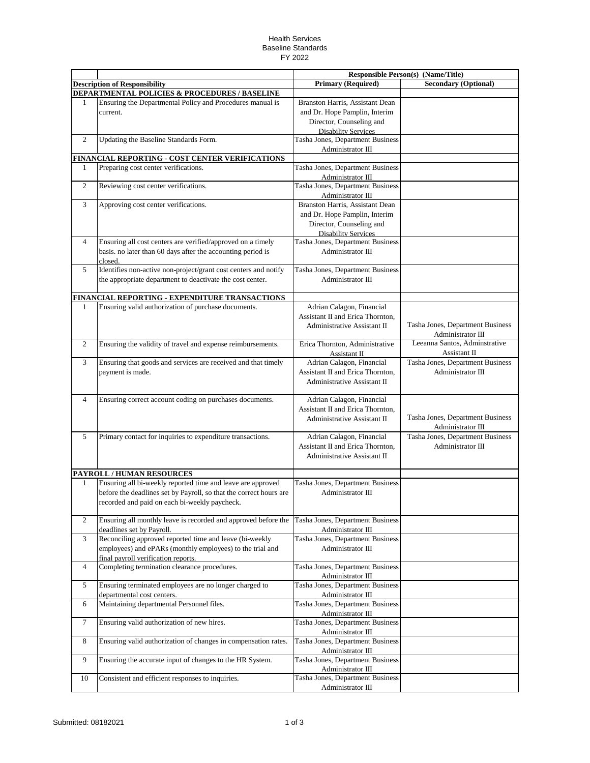Health Services
Baseline Standards
FY 2022

| | | Responsible Person(s) (Name/Title) | |
|---|---|---|---|
| Description of Responsibility | | Primary (Required) | Secondary (Optional) |
| **DEPARTMENTAL POLICIES & PROCEDURES / BASELINE** | | | |
| 1 | Ensuring the Departmental Policy and Procedures manual is current. | Branston Harris, Assistant Dean and Dr. Hope Pamplin, Interim Director, Counseling and Disability Services | |
| 2 | Updating the Baseline Standards Form. | Tasha Jones, Department Business Administrator III | |
| **FINANCIAL REPORTING - COST CENTER VERIFICATIONS** | | | |
| 1 | Preparing cost center verifications. | Tasha Jones, Department Business Administrator III | |
| 2 | Reviewing cost center verifications. | Tasha Jones, Department Business Administrator III | |
| 3 | Approving cost center verifications. | Branston Harris, Assistant Dean and Dr. Hope Pamplin, Interim Director, Counseling and Disability Services | |
| 4 | Ensuring all cost centers are verified/approved on a timely basis. no later than 60 days after the accounting period is closed. | Tasha Jones, Department Business Administrator III | |
| 5 | Identifies non-active non-project/grant cost centers and notify the appropriate department to deactivate the cost center. | Tasha Jones, Department Business Administrator III | |
| **FINANCIAL REPORTING - EXPENDITURE TRANSACTIONS** | | | |
| 1 | Ensuring valid authorization of purchase documents. | Adrian Calagon, Financial Assistant II and Erica Thornton, Administrative Assistant II | Tasha Jones, Department Business Administrator III |
| 2 | Ensuring the validity of travel and expense reimbursements. | Erica Thornton, Administrative Assistant II | Leeanna Santos, Adminstrative Assistant II |
| 3 | Ensuring that goods and services are received and that timely payment is made. | Adrian Calagon, Financial Assistant II and Erica Thornton, Administrative Assistant II | Tasha Jones, Department Business Administrator III |
| 4 | Ensuring correct account coding on purchases documents. | Adrian Calagon, Financial Assistant II and Erica Thornton, Administrative Assistant II | Tasha Jones, Department Business Administrator III |
| 5 | Primary contact for inquiries to expenditure transactions. | Adrian Calagon, Financial Assistant II and Erica Thornton, Administrative Assistant II | Tasha Jones, Department Business Administrator III |
| **PAYROLL / HUMAN RESOURCES** | | | |
| 1 | Ensuring all bi-weekly reported time and leave are approved before the deadlines set by Payroll, so that the correct hours are recorded and paid on each bi-weekly paycheck. | Tasha Jones, Department Business Administrator III | |
| 2 | Ensuring all monthly leave is recorded and approved before the deadlines set by Payroll. | Tasha Jones, Department Business Administrator III | |
| 3 | Reconciling approved reported time and leave (bi-weekly employees) and ePARs (monthly employees) to the trial and final payroll verification reports. | Tasha Jones, Department Business Administrator III | |
| 4 | Completing termination clearance procedures. | Tasha Jones, Department Business Administrator III | |
| 5 | Ensuring terminated employees are no longer charged to departmental cost centers. | Tasha Jones, Department Business Administrator III | |
| 6 | Maintaining departmental Personnel files. | Tasha Jones, Department Business Administrator III | |
| 7 | Ensuring valid authorization of new hires. | Tasha Jones, Department Business Administrator III | |
| 8 | Ensuring valid authorization of changes in compensation rates. | Tasha Jones, Department Business Administrator III | |
| 9 | Ensuring the accurate input of changes to the HR System. | Tasha Jones, Department Business Administrator III | |
| 10 | Consistent and efficient responses to inquiries. | Tasha Jones, Department Business Administrator III | |

Submitted: 08182021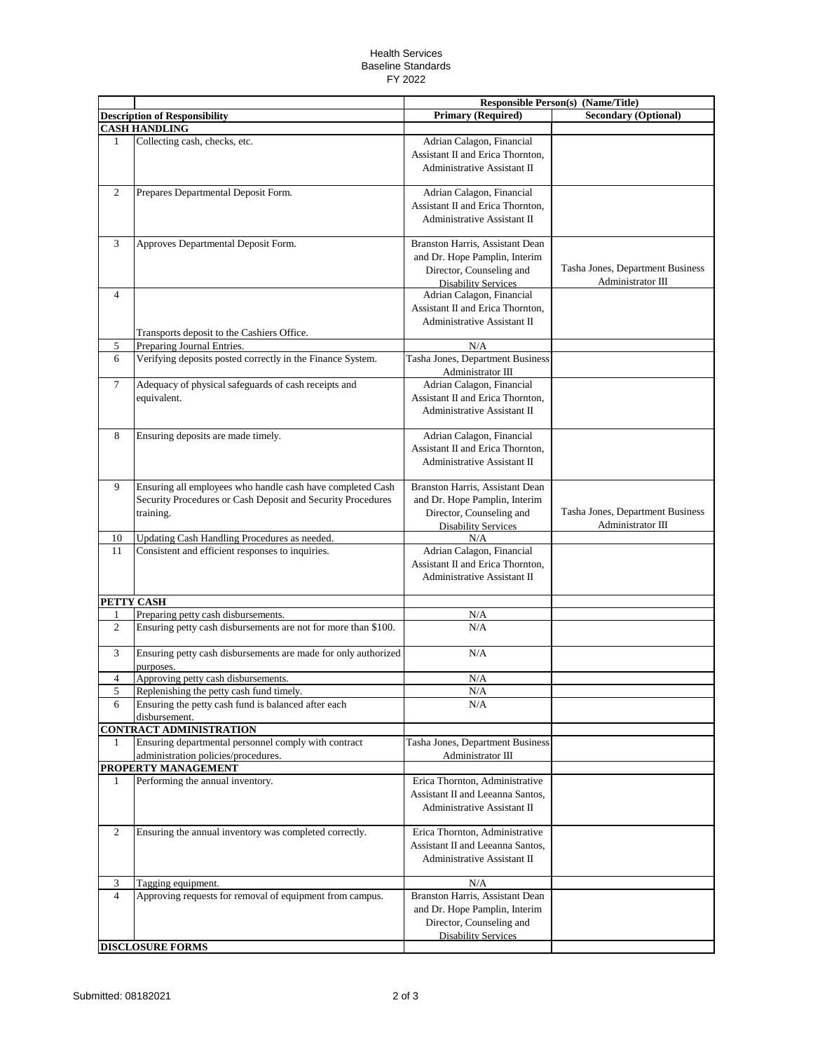Health Services
Baseline Standards
FY 2022

| | | Responsible Person(s) (Name/Title) | |
|---|---|---|---|
| **Description of Responsibility** | | **Primary (Required)** | **Secondary (Optional)** |
| **CASH HANDLING** | | | |
| 1 | Collecting cash, checks, etc. | Adrian Calagon, Financial Assistant II and Erica Thornton, Administrative Assistant II | |
| 2 | Prepares Departmental Deposit Form. | Adrian Calagon, Financial Assistant II and Erica Thornton, Administrative Assistant II | |
| 3 | Approves Departmental Deposit Form. | Branston Harris, Assistant Dean and Dr. Hope Pamplin, Interim Director, Counseling and Disability Services | Tasha Jones, Department Business Administrator III |
| 4 | Transports deposit to the Cashiers Office. | Adrian Calagon, Financial Assistant II and Erica Thornton, Administrative Assistant II | |
| 5 | Preparing Journal Entries. | N/A | |
| 6 | Verifying deposits posted correctly in the Finance System. | Tasha Jones, Department Business Administrator III | |
| 7 | Adequacy of physical safeguards of cash receipts and equivalent. | Adrian Calagon, Financial Assistant II and Erica Thornton, Administrative Assistant II | |
| 8 | Ensuring deposits are made timely. | Adrian Calagon, Financial Assistant II and Erica Thornton, Administrative Assistant II | |
| 9 | Ensuring all employees who handle cash have completed Cash Security Procedures or Cash Deposit and Security Procedures training. | Branston Harris, Assistant Dean and Dr. Hope Pamplin, Interim Director, Counseling and Disability Services | Tasha Jones, Department Business Administrator III |
| 10 | Updating Cash Handling Procedures as needed. | N/A | |
| 11 | Consistent and efficient responses to inquiries. | Adrian Calagon, Financial Assistant II and Erica Thornton, Administrative Assistant II | |
| **PETTY CASH** | | | |
| 1 | Preparing petty cash disbursements. | N/A | |
| 2 | Ensuring petty cash disbursements are not for more than $100. | N/A | |
| 3 | Ensuring petty cash disbursements are made for only authorized purposes. | N/A | |
| 4 | Approving petty cash disbursements. | N/A | |
| 5 | Replenishing the petty cash fund timely. | N/A | |
| 6 | Ensuring the petty cash fund is balanced after each disbursement. | N/A | |
| **CONTRACT ADMINISTRATION** | | | |
| 1 | Ensuring departmental personnel comply with contract administration policies/procedures. | Tasha Jones, Department Business Administrator III | |
| **PROPERTY MANAGEMENT** | | | |
| 1 | Performing the annual inventory. | Erica Thornton, Administrative Assistant II and Leeanna Santos, Administrative Assistant II | |
| 2 | Ensuring the annual inventory was completed correctly. | Erica Thornton, Administrative Assistant II and Leeanna Santos, Administrative Assistant II | |
| 3 | Tagging equipment. | N/A | |
| 4 | Approving requests for removal of equipment from campus. | Branston Harris, Assistant Dean and Dr. Hope Pamplin, Interim Director, Counseling and Disability Services | |
| **DISCLOSURE FORMS** | | | |

Submitted: 08182021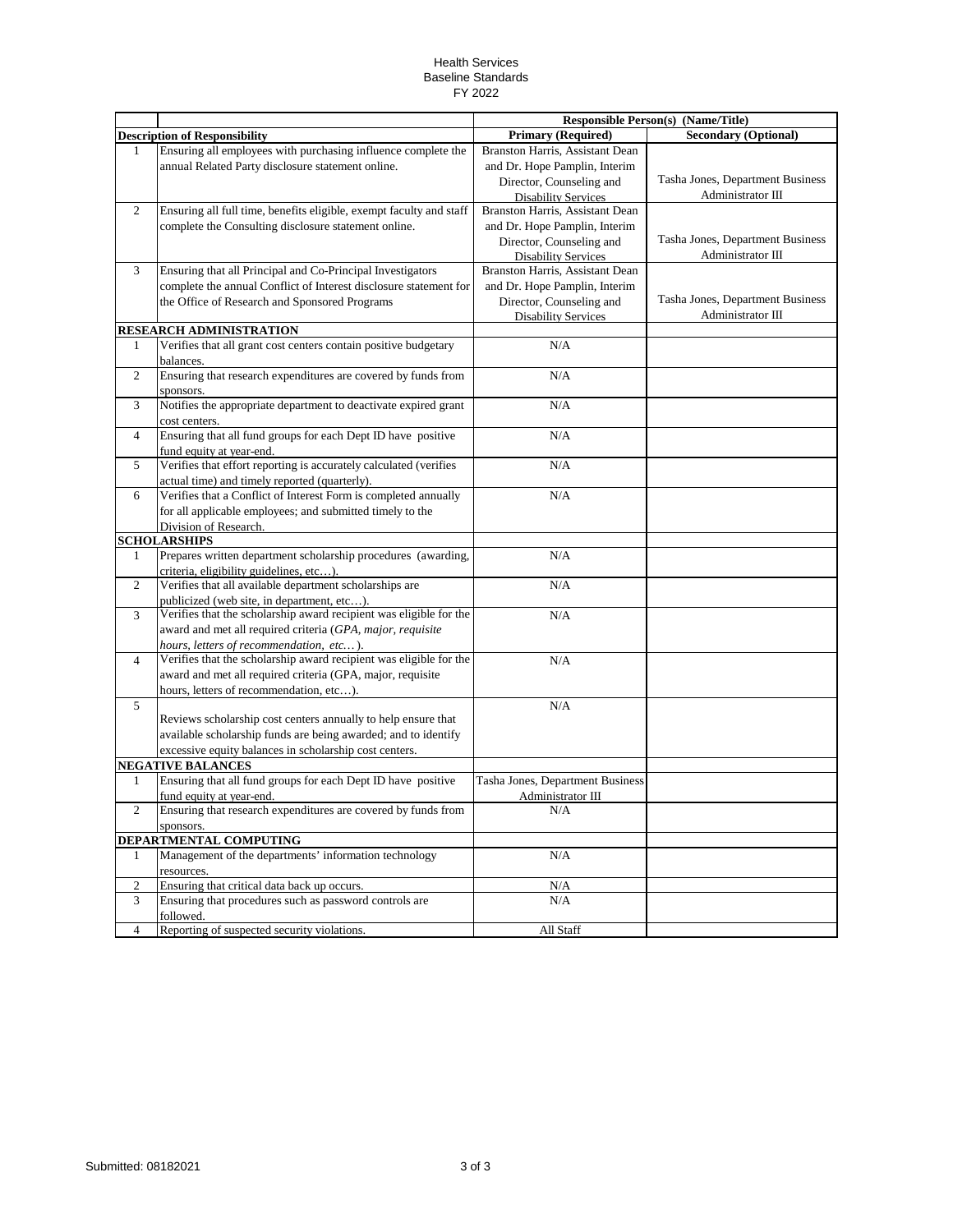Health Services
Baseline Standards
FY 2022

| | | Responsible Person(s) (Name/Title) | |
|---|---|---|---|
| **Description of Responsibility** | | **Primary (Required)** | **Secondary (Optional)** |
| 1 | Ensuring all employees with purchasing influence complete the annual Related Party disclosure statement online. | Branston Harris, Assistant Dean and Dr. Hope Pamplin, Interim Director, Counseling and Disability Services | Tasha Jones, Department Business Administrator III |
| 2 | Ensuring all full time, benefits eligible, exempt faculty and staff complete the Consulting disclosure statement online. | Branston Harris, Assistant Dean and Dr. Hope Pamplin, Interim Director, Counseling and Disability Services | Tasha Jones, Department Business Administrator III |
| 3 | Ensuring that all Principal and Co-Principal Investigators complete the annual Conflict of Interest disclosure statement for the Office of Research and Sponsored Programs | Branston Harris, Assistant Dean and Dr. Hope Pamplin, Interim Director, Counseling and Disability Services | Tasha Jones, Department Business Administrator III |
| **RESEARCH ADMINISTRATION** | | | |
| 1 | Verifies that all grant cost centers contain positive budgetary balances. | N/A | |
| 2 | Ensuring that research expenditures are covered by funds from sponsors. | N/A | |
| 3 | Notifies the appropriate department to deactivate expired grant cost centers. | N/A | |
| 4 | Ensuring that all fund groups for each Dept ID have positive fund equity at year-end. | N/A | |
| 5 | Verifies that effort reporting is accurately calculated (verifies actual time) and timely reported (quarterly). | N/A | |
| 6 | Verifies that a Conflict of Interest Form is completed annually for all applicable employees; and submitted timely to the Division of Research. | N/A | |
| **SCHOLARSHIPS** | | | |
| 1 | Prepares written department scholarship procedures (awarding, criteria, eligibility guidelines, etc…). | N/A | |
| 2 | Verifies that all available department scholarships are publicized (web site, in department, etc…). | N/A | |
| 3 | Verifies that the scholarship award recipient was eligible for the award and met all required criteria (*GPA, major, requisite hours, letters of recommendation, etc…*). | N/A | |
| 4 | Verifies that the scholarship award recipient was eligible for the award and met all required criteria (GPA, major, requisite hours, letters of recommendation, etc…). | N/A | |
| 5 | Reviews scholarship cost centers annually to help ensure that available scholarship funds are being awarded; and to identify excessive equity balances in scholarship cost centers. | N/A | |
| **NEGATIVE BALANCES** | | | |
| 1 | Ensuring that all fund groups for each Dept ID have positive fund equity at year-end. | Tasha Jones, Department Business Administrator III | |
| 2 | Ensuring that research expenditures are covered by funds from sponsors. | N/A | |
| **DEPARTMENTAL COMPUTING** | | | |
| 1 | Management of the departments' information technology resources. | N/A | |
| 2 | Ensuring that critical data back up occurs. | N/A | |
| 3 | Ensuring that procedures such as password controls are followed. | N/A | |
| 4 | Reporting of suspected security violations. | All Staff | |

Submitted: 08182021